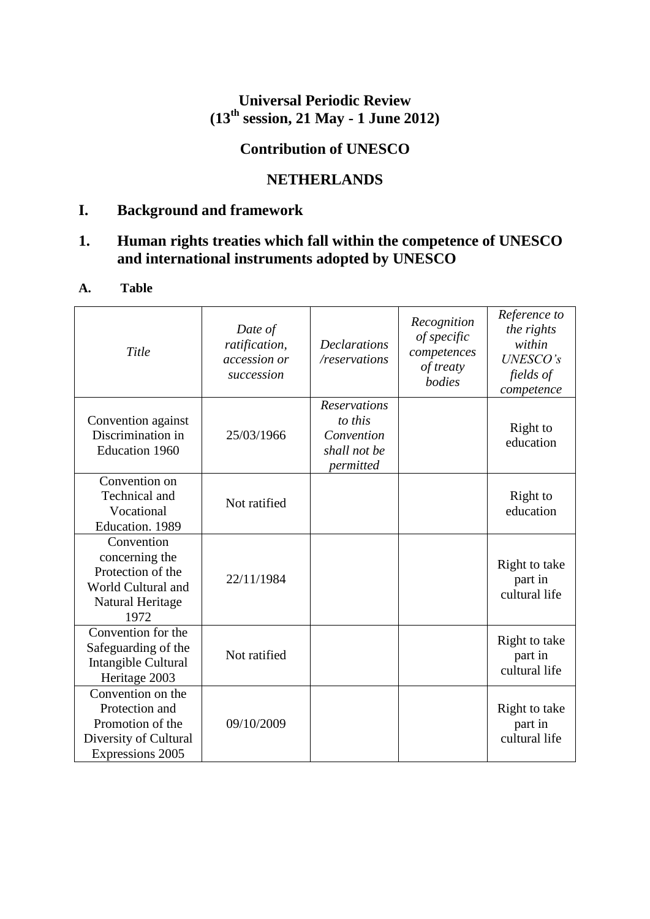# Universal Periodic Review
# (13th session, 21 May - 1 June 2012)

## Contribution of UNESCO

## NETHERLANDS

## I. Background and framework

## 1. Human rights treaties which fall within the competence of UNESCO and international instruments adopted by UNESCO

### A. Table

| *Title* | *Date of ratification, accession or succession* | *Declarations /reservations* | *Recognition of specific competences of treaty bodies* | *Reference to the rights within UNESCO's fields of competence* |
|---|---|---|---|---|
| Convention against Discrimination in Education 1960 | 25/03/1966 | *Reservations to this Convention shall not be permitted* | | Right to education |
| Convention on Technical and Vocational Education. 1989 | Not ratified | | | Right to education |
| Convention concerning the Protection of the World Cultural and Natural Heritage 1972 | 22/11/1984 | | | Right to take part in cultural life |
| Convention for the Safeguarding of the Intangible Cultural Heritage 2003 | Not ratified | | | Right to take part in cultural life |
| Convention on the Protection and Promotion of the Diversity of Cultural Expressions 2005 | 09/10/2009 | | | Right to take part in cultural life |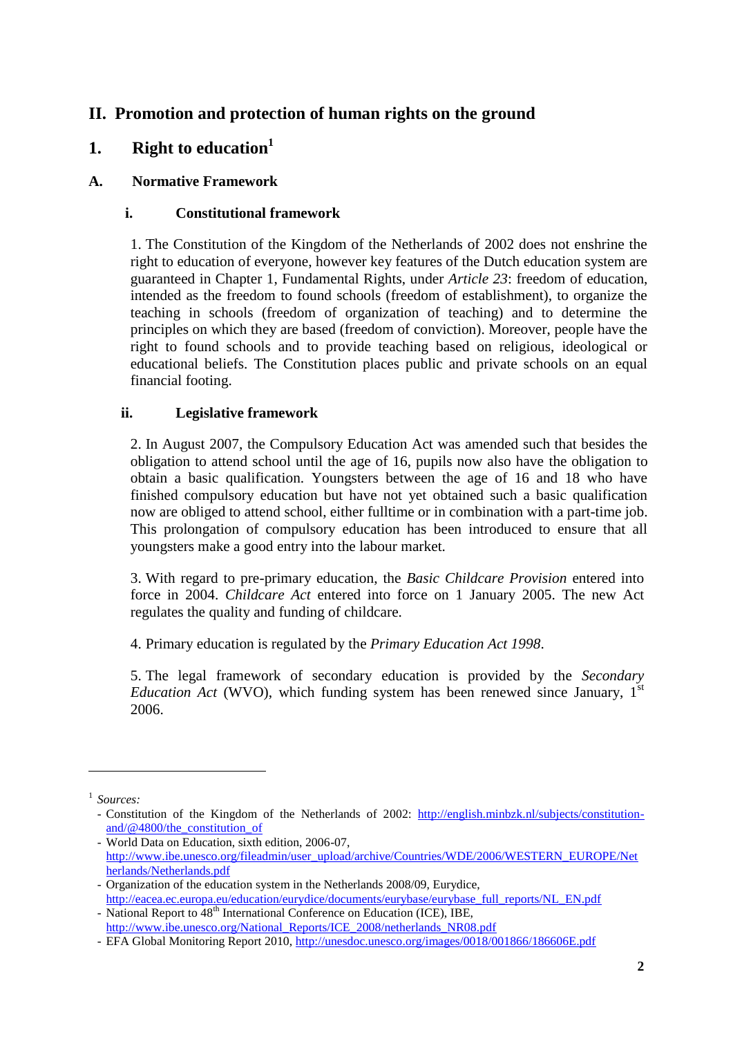# II. Promotion and protection of human rights on the ground

## 1. Right to education[1]

### A. Normative Framework

#### i. Constitutional framework

1. The Constitution of the Kingdom of the Netherlands of 2002 does not enshrine the right to education of everyone, however key features of the Dutch education system are guaranteed in Chapter 1, Fundamental Rights, under *Article 23*: freedom of education, intended as the freedom to found schools (freedom of establishment), to organize the teaching in schools (freedom of organization of teaching) and to determine the principles on which they are based (freedom of conviction). Moreover, people have the right to found schools and to provide teaching based on religious, ideological or educational beliefs. The Constitution places public and private schools on an equal financial footing.

#### ii. Legislative framework

2. In August 2007, the Compulsory Education Act was amended such that besides the obligation to attend school until the age of 16, pupils now also have the obligation to obtain a basic qualification. Youngsters between the age of 16 and 18 who have finished compulsory education but have not yet obtained such a basic qualification now are obliged to attend school, either fulltime or in combination with a part-time job. This prolongation of compulsory education has been introduced to ensure that all youngsters make a good entry into the labour market.

3. With regard to pre-primary education, the *Basic Childcare Provision* entered into force in 2004. *Childcare Act* entered into force on 1 January 2005. The new Act regulates the quality and funding of childcare.

4. Primary education is regulated by the *Primary Education Act 1998*.

5. The legal framework of secondary education is provided by the *Secondary Education Act* (WVO), which funding system has been renewed since January, 1st 2006.

---

[1] *Sources:*

- Constitution of the Kingdom of the Netherlands of 2002: http://english.minbzk.nl/subjects/constitution-and/@4800/the_constitution_of
- World Data on Education, sixth edition, 2006-07, http://www.ibe.unesco.org/fileadmin/user_upload/archive/Countries/WDE/2006/WESTERN_EUROPE/Netherlands/Netherlands.pdf
- Organization of the education system in the Netherlands 2008/09, Eurydice, http://eacea.ec.europa.eu/education/eurydice/documents/eurybase/eurybase_full_reports/NL_EN.pdf
- National Report to 48th International Conference on Education (ICE), IBE, http://www.ibe.unesco.org/National_Reports/ICE_2008/netherlands_NR08.pdf
- EFA Global Monitoring Report 2010, http://unesdoc.unesco.org/images/0018/001866/186606E.pdf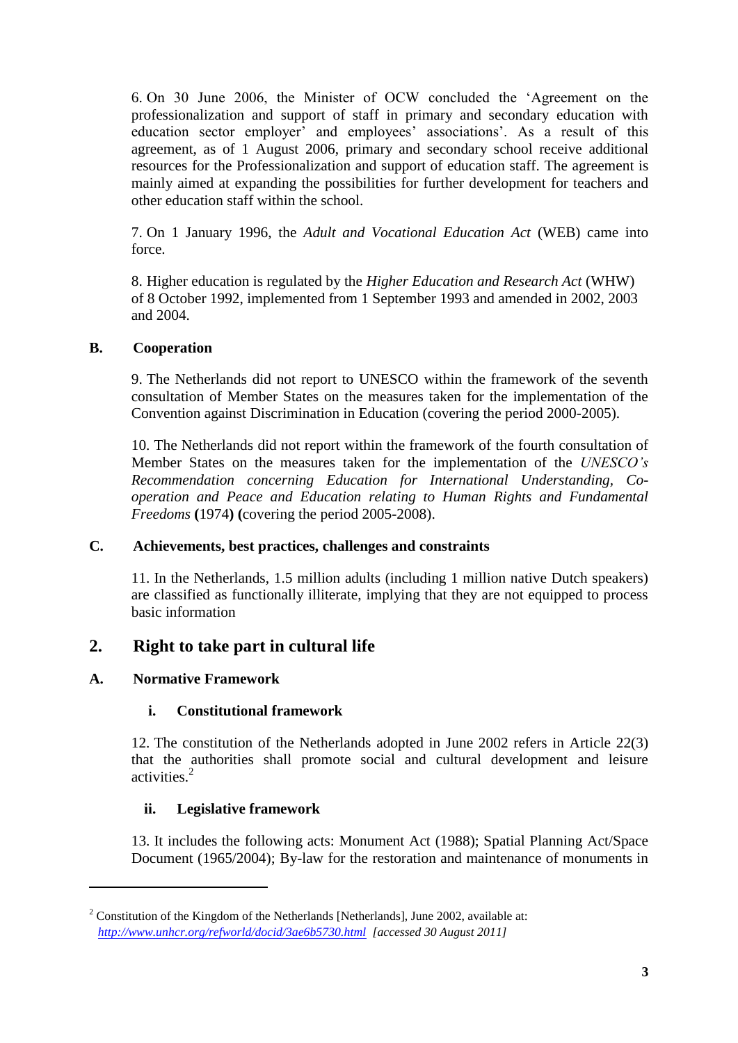6. On 30 June 2006, the Minister of OCW concluded the 'Agreement on the professionalization and support of staff in primary and secondary education with education sector employer' and employees' associations'. As a result of this agreement, as of 1 August 2006, primary and secondary school receive additional resources for the Professionalization and support of education staff. The agreement is mainly aimed at expanding the possibilities for further development for teachers and other education staff within the school.

7. On 1 January 1996, the *Adult and Vocational Education Act* (WEB) came into force.

8. Higher education is regulated by the *Higher Education and Research Act* (WHW) of 8 October 1992, implemented from 1 September 1993 and amended in 2002, 2003 and 2004.

### B. Cooperation

9. The Netherlands did not report to UNESCO within the framework of the seventh consultation of Member States on the measures taken for the implementation of the Convention against Discrimination in Education (covering the period 2000-2005).

10. The Netherlands did not report within the framework of the fourth consultation of Member States on the measures taken for the implementation of the *UNESCO's Recommendation concerning Education for International Understanding, Co-operation and Peace and Education relating to Human Rights and Fundamental Freedoms* **(**1974**) (**covering the period 2005-2008).

### C. Achievements, best practices, challenges and constraints

11. In the Netherlands, 1.5 million adults (including 1 million native Dutch speakers) are classified as functionally illiterate, implying that they are not equipped to process basic information

## 2. Right to take part in cultural life

### A. Normative Framework

#### i. Constitutional framework

12. The constitution of the Netherlands adopted in June 2002 refers in Article 22(3) that the authorities shall promote social and cultural development and leisure activities.[2]

#### ii. Legislative framework

13. It includes the following acts: Monument Act (1988); Spatial Planning Act/Space Document (1965/2004); By-law for the restoration and maintenance of monuments in

---

[2] Constitution of the Kingdom of the Netherlands [Netherlands], June 2002, available at: *http://www.unhcr.org/refworld/docid/3ae6b5730.html* *[accessed 30 August 2011]*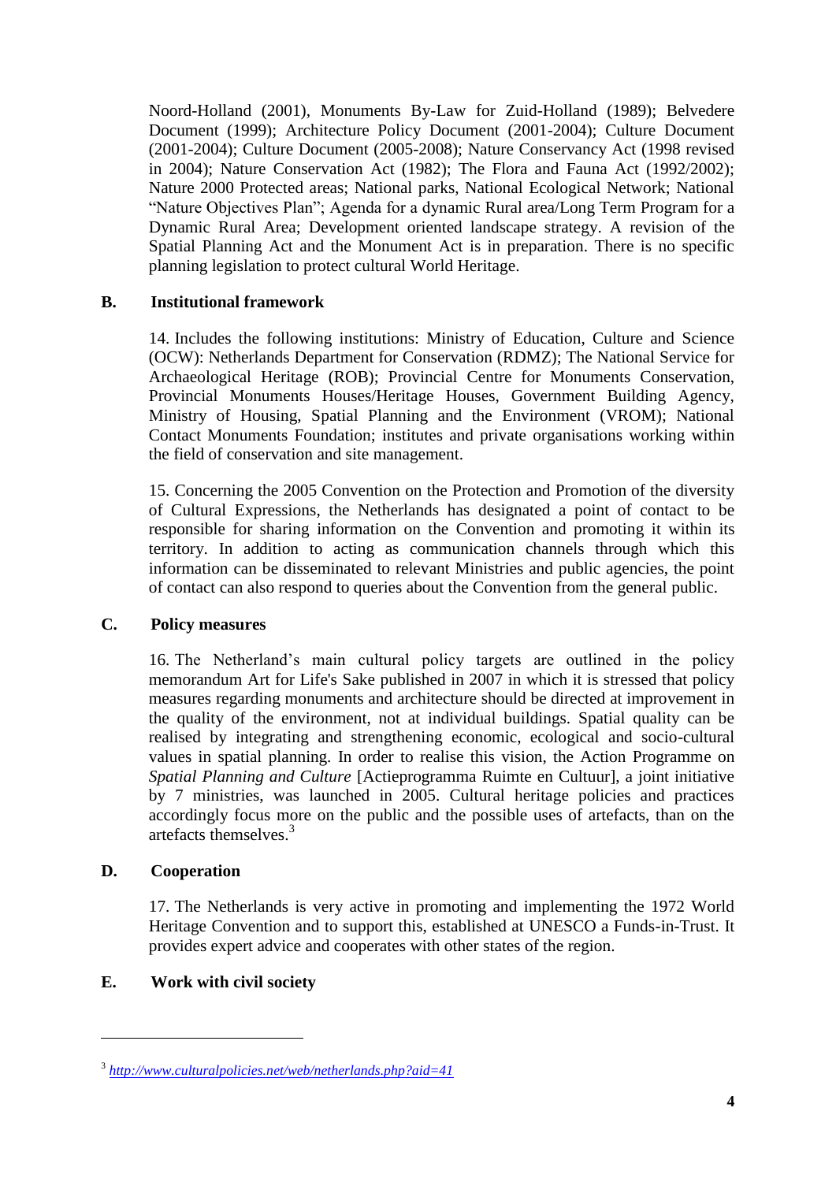Noord-Holland (2001), Monuments By-Law for Zuid-Holland (1989); Belvedere Document (1999); Architecture Policy Document (2001-2004); Culture Document (2001-2004); Culture Document (2005-2008); Nature Conservancy Act (1998 revised in 2004); Nature Conservation Act (1982); The Flora and Fauna Act (1992/2002); Nature 2000 Protected areas; National parks, National Ecological Network; National "Nature Objectives Plan"; Agenda for a dynamic Rural area/Long Term Program for a Dynamic Rural Area; Development oriented landscape strategy. A revision of the Spatial Planning Act and the Monument Act is in preparation. There is no specific planning legislation to protect cultural World Heritage.

## B. Institutional framework

14. Includes the following institutions: Ministry of Education, Culture and Science (OCW): Netherlands Department for Conservation (RDMZ); The National Service for Archaeological Heritage (ROB); Provincial Centre for Monuments Conservation, Provincial Monuments Houses/Heritage Houses, Government Building Agency, Ministry of Housing, Spatial Planning and the Environment (VROM); National Contact Monuments Foundation; institutes and private organisations working within the field of conservation and site management.

15. Concerning the 2005 Convention on the Protection and Promotion of the diversity of Cultural Expressions, the Netherlands has designated a point of contact to be responsible for sharing information on the Convention and promoting it within its territory. In addition to acting as communication channels through which this information can be disseminated to relevant Ministries and public agencies, the point of contact can also respond to queries about the Convention from the general public.

## C. Policy measures

16. The Netherland's main cultural policy targets are outlined in the policy memorandum Art for Life's Sake published in 2007 in which it is stressed that policy measures regarding monuments and architecture should be directed at improvement in the quality of the environment, not at individual buildings. Spatial quality can be realised by integrating and strengthening economic, ecological and socio-cultural values in spatial planning. In order to realise this vision, the Action Programme on *Spatial Planning and Culture* [Actieprogramma Ruimte en Cultuur], a joint initiative by 7 ministries, was launched in 2005. Cultural heritage policies and practices accordingly focus more on the public and the possible uses of artefacts, than on the artefacts themselves.[3]

## D. Cooperation

17. The Netherlands is very active in promoting and implementing the 1972 World Heritage Convention and to support this, established at UNESCO a Funds-in-Trust. It provides expert advice and cooperates with other states of the region.

## E. Work with civil society

---

[3] *http://www.culturalpolicies.net/web/netherlands.php?aid=41*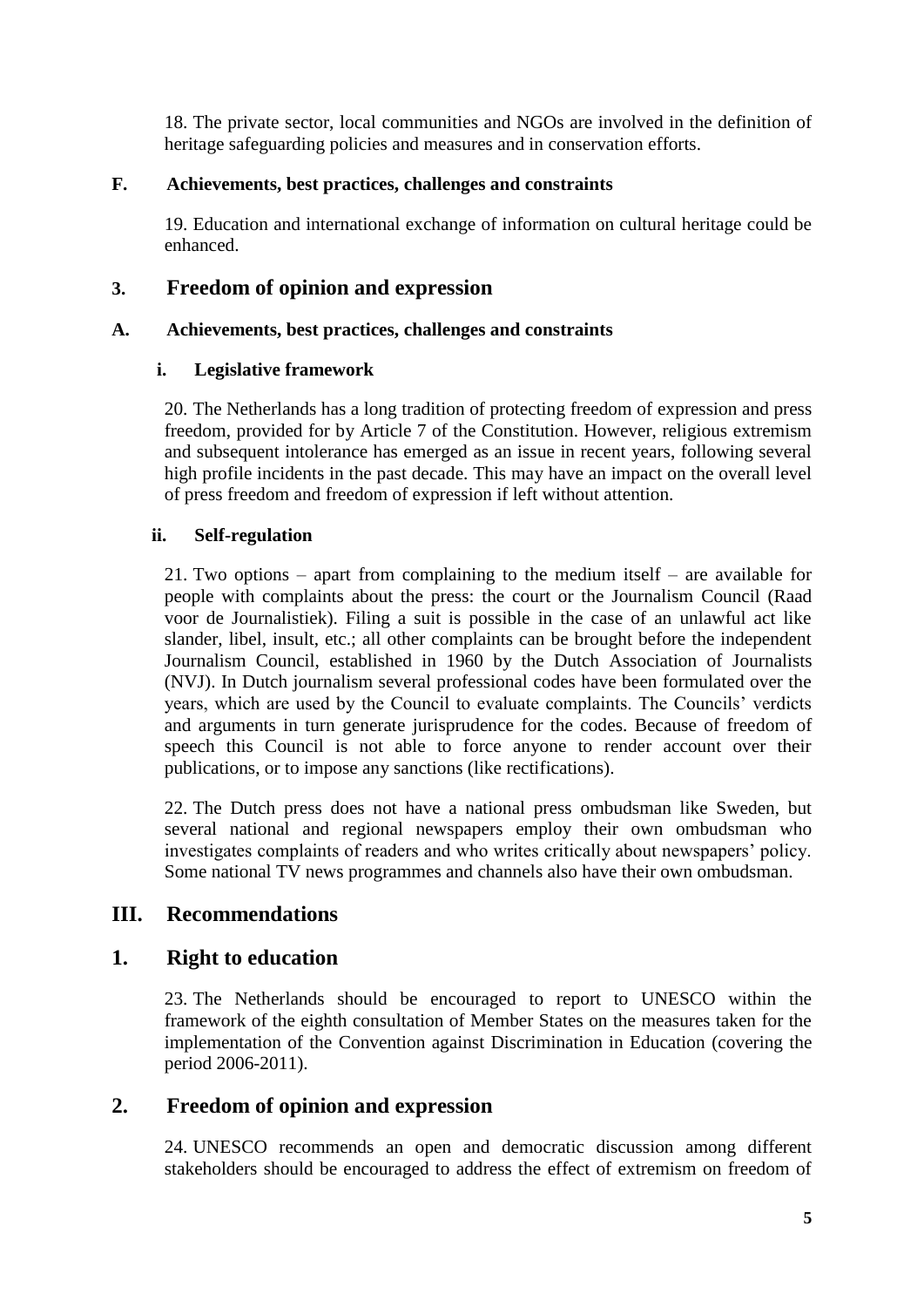18. The private sector, local communities and NGOs are involved in the definition of heritage safeguarding policies and measures and in conservation efforts.

### F. Achievements, best practices, challenges and constraints

19. Education and international exchange of information on cultural heritage could be enhanced.

## 3. Freedom of opinion and expression

### A. Achievements, best practices, challenges and constraints

#### i. Legislative framework

20. The Netherlands has a long tradition of protecting freedom of expression and press freedom, provided for by Article 7 of the Constitution. However, religious extremism and subsequent intolerance has emerged as an issue in recent years, following several high profile incidents in the past decade. This may have an impact on the overall level of press freedom and freedom of expression if left without attention.

#### ii. Self-regulation

21. Two options – apart from complaining to the medium itself – are available for people with complaints about the press: the court or the Journalism Council (Raad voor de Journalistiek). Filing a suit is possible in the case of an unlawful act like slander, libel, insult, etc.; all other complaints can be brought before the independent Journalism Council, established in 1960 by the Dutch Association of Journalists (NVJ). In Dutch journalism several professional codes have been formulated over the years, which are used by the Council to evaluate complaints. The Councils' verdicts and arguments in turn generate jurisprudence for the codes. Because of freedom of speech this Council is not able to force anyone to render account over their publications, or to impose any sanctions (like rectifications).

22. The Dutch press does not have a national press ombudsman like Sweden, but several national and regional newspapers employ their own ombudsman who investigates complaints of readers and who writes critically about newspapers' policy. Some national TV news programmes and channels also have their own ombudsman.

# III. Recommendations

## 1. Right to education

23. The Netherlands should be encouraged to report to UNESCO within the framework of the eighth consultation of Member States on the measures taken for the implementation of the Convention against Discrimination in Education (covering the period 2006-2011).

## 2. Freedom of opinion and expression

24. UNESCO recommends an open and democratic discussion among different stakeholders should be encouraged to address the effect of extremism on freedom of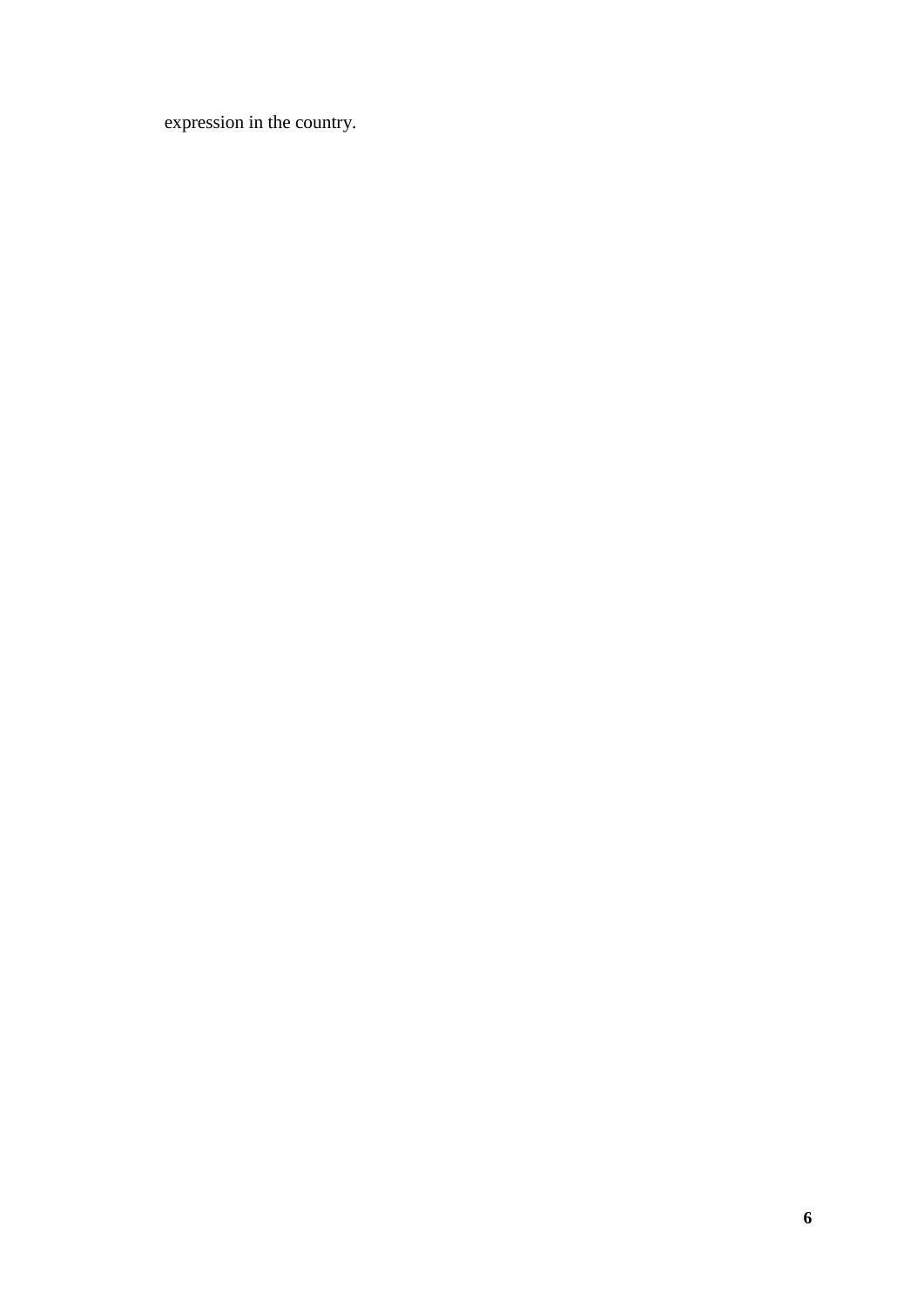expression in the country.